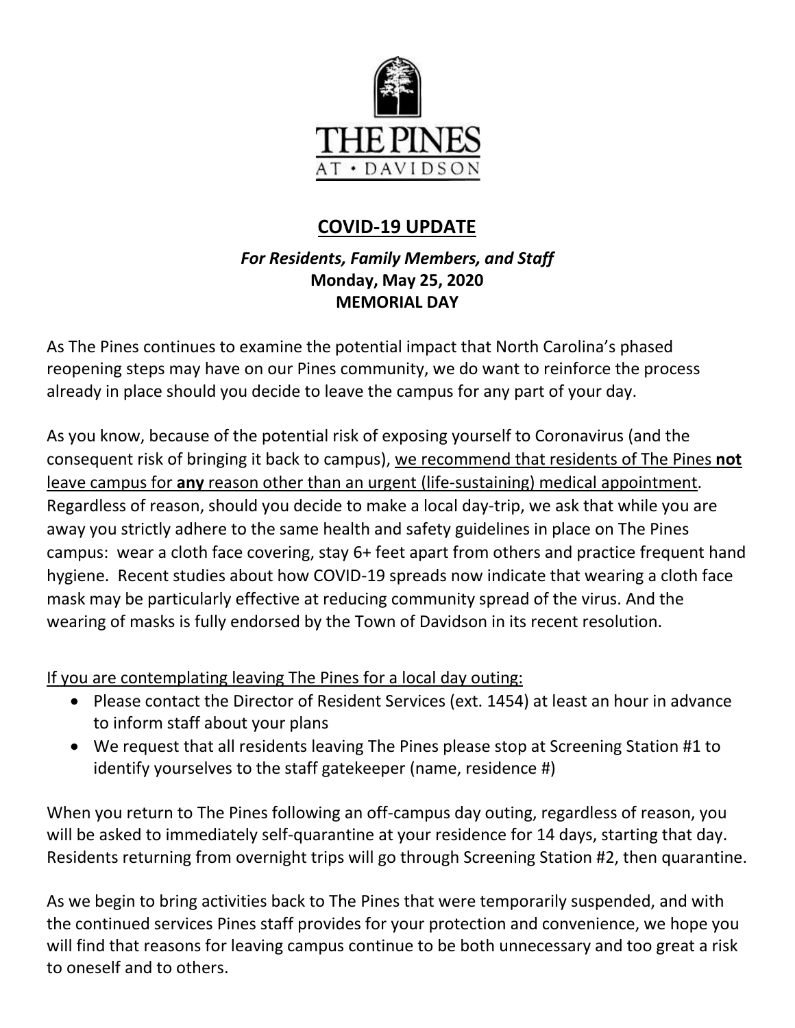THE PINES

AT • DAVIDSON

# COVID-19 UPDATE

***For Residents, Family Members, and Staff***
**Monday, May 25, 2020**
**MEMORIAL DAY**

As The Pines continues to examine the potential impact that North Carolina's phased reopening steps may have on our Pines community, we do want to reinforce the process already in place should you decide to leave the campus for any part of your day.

As you know, because of the potential risk of exposing yourself to Coronavirus (and the consequent risk of bringing it back to campus), <u>we recommend that residents of The Pines **not** leave campus for **any** reason other than an urgent (life-sustaining) medical appointment</u>. Regardless of reason, should you decide to make a local day-trip, we ask that while you are away you strictly adhere to the same health and safety guidelines in place on The Pines campus: wear a cloth face covering, stay 6+ feet apart from others and practice frequent hand hygiene. Recent studies about how COVID-19 spreads now indicate that wearing a cloth face mask may be particularly effective at reducing community spread of the virus. And the wearing of masks is fully endorsed by the Town of Davidson in its recent resolution.

<u>If you are contemplating leaving The Pines for a local day outing:</u>

- Please contact the Director of Resident Services (ext. 1454) at least an hour in advance to inform staff about your plans
- We request that all residents leaving The Pines please stop at Screening Station #1 to identify yourselves to the staff gatekeeper (name, residence #)

When you return to The Pines following an off-campus day outing, regardless of reason, you will be asked to immediately self-quarantine at your residence for 14 days, starting that day. Residents returning from overnight trips will go through Screening Station #2, then quarantine.

As we begin to bring activities back to The Pines that were temporarily suspended, and with the continued services Pines staff provides for your protection and convenience, we hope you will find that reasons for leaving campus continue to be both unnecessary and too great a risk to oneself and to others.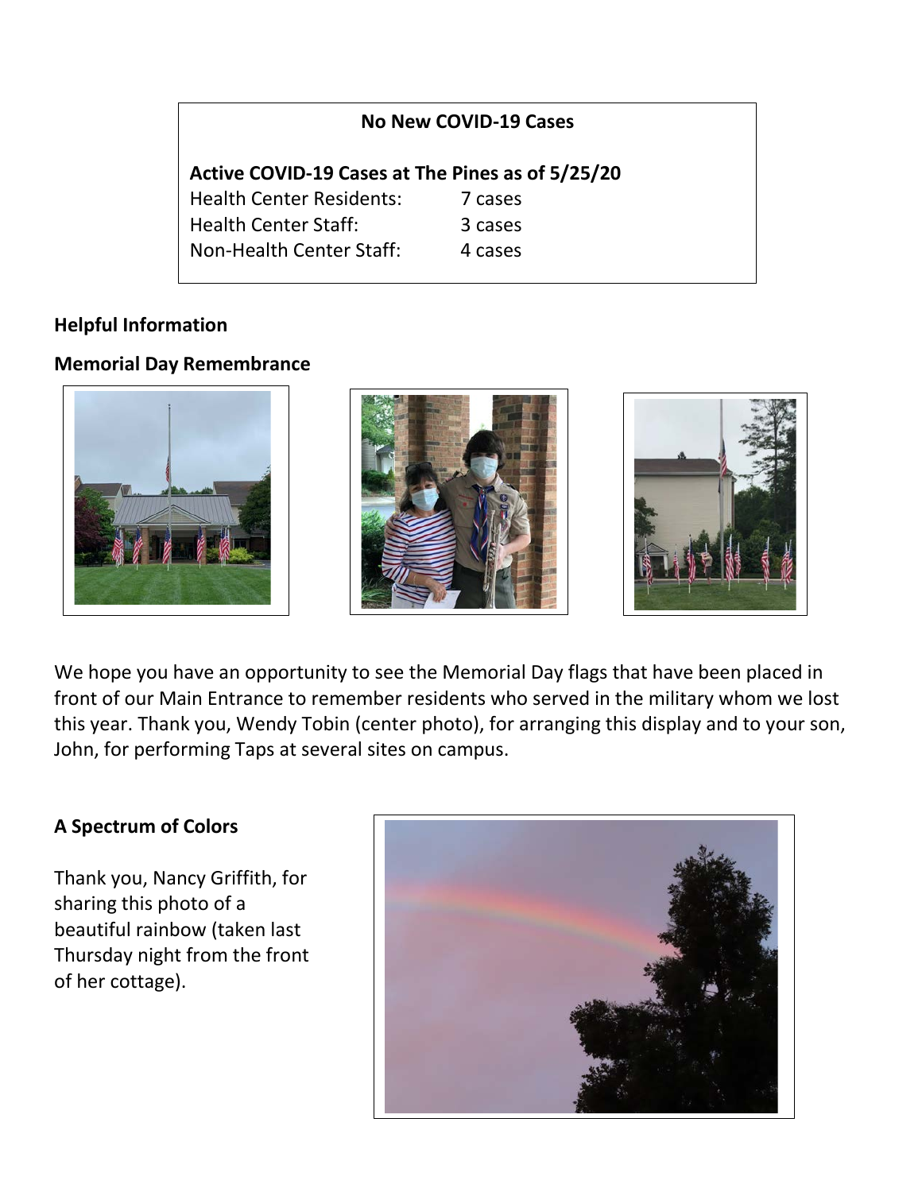**No New COVID-19 Cases**

**Active COVID-19 Cases at The Pines as of 5/25/20**

| | |
|---|---|
| Health Center Residents: | 7 cases |
| Health Center Staff: | 3 cases |
| Non-Health Center Staff: | 4 cases |

## Helpful Information

### Memorial Day Remembrance

We hope you have an opportunity to see the Memorial Day flags that have been placed in front of our Main Entrance to remember residents who served in the military whom we lost this year. Thank you, Wendy Tobin (center photo), for arranging this display and to your son, John, for performing Taps at several sites on campus.

### A Spectrum of Colors

Thank you, Nancy Griffith, for sharing this photo of a beautiful rainbow (taken last Thursday night from the front of her cottage).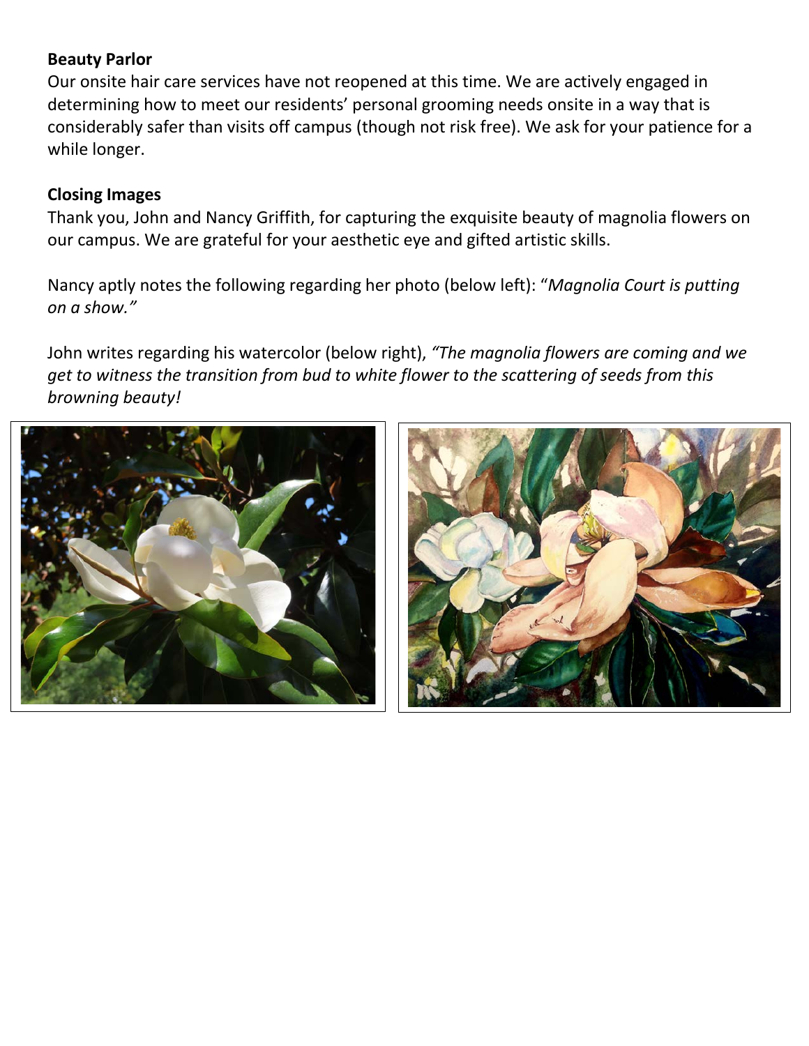**Beauty Parlor**

Our onsite hair care services have not reopened at this time. We are actively engaged in determining how to meet our residents' personal grooming needs onsite in a way that is considerably safer than visits off campus (though not risk free). We ask for your patience for a while longer.

**Closing Images**

Thank you, John and Nancy Griffith, for capturing the exquisite beauty of magnolia flowers on our campus. We are grateful for your aesthetic eye and gifted artistic skills.

Nancy aptly notes the following regarding her photo (below left): "*Magnolia Court is putting on a show."*

John writes regarding his watercolor (below right), *"The magnolia flowers are coming and we get to witness the transition from bud to white flower to the scattering of seeds from this browning beauty!*